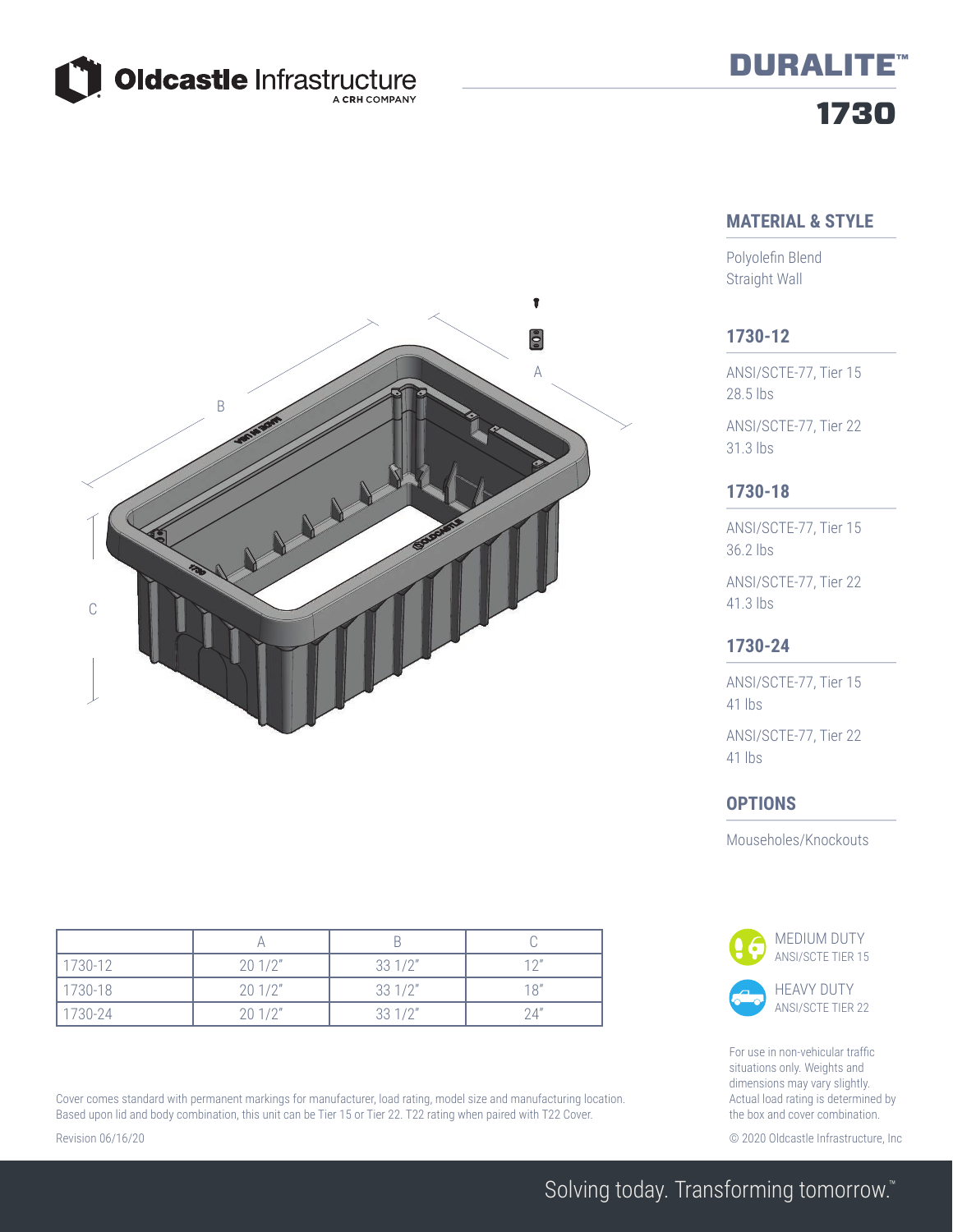Oldcastle Infrastructure
A CRH COMPANY

# DURALITE™

# 1730

## MATERIAL & STYLE

Polyolefin Blend
Straight Wall

## 1730-12

ANSI/SCTE-77, Tier 15
28.5 lbs

ANSI/SCTE-77, Tier 22
31.3 lbs

## 1730-18

ANSI/SCTE-77, Tier 15
36.2 lbs

ANSI/SCTE-77, Tier 22
41.3 lbs

## 1730-24

ANSI/SCTE-77, Tier 15
41 lbs

ANSI/SCTE-77, Tier 22
41 lbs

## OPTIONS

Mouseholes/Knockouts

| | A | B | C |
|---|---|---|---|
| 1730-12 | 20 1/2" | 33 1/2" | 12" |
| 1730-18 | 20 1/2" | 33 1/2" | 18" |
| 1730-24 | 20 1/2" | 33 1/2" | 24" |

MEDIUM DUTY
ANSI/SCTE TIER 15

HEAVY DUTY
ANSI/SCTE TIER 22

For use in non-vehicular traffic situations only. Weights and dimensions may vary slightly. Actual load rating is determined by the box and cover combination.

Cover comes standard with permanent markings for manufacturer, load rating, model size and manufacturing location. Based upon lid and body combination, this unit can be Tier 15 or Tier 22. T22 rating when paired with T22 Cover.

Revision 06/16/20

© 2020 Oldcastle Infrastructure, Inc

Solving today. Transforming tomorrow.™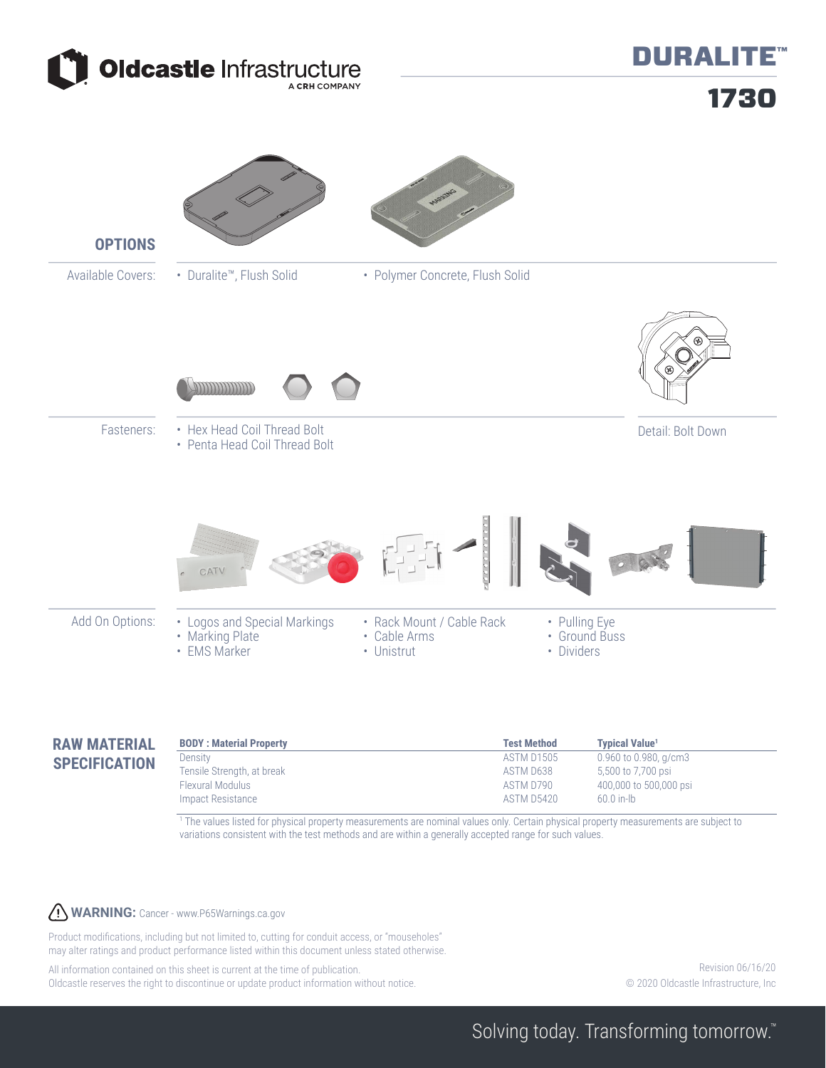# DURALITE™

# 1730

## OPTIONS

Available Covers:

- Duralite™, Flush Solid
- Polymer Concrete, Flush Solid

Fasteners:

- Hex Head Coil Thread Bolt
- Penta Head Coil Thread Bolt

Detail: Bolt Down

Add On Options:

- Logos and Special Markings
- Marking Plate
- EMS Marker
- Rack Mount / Cable Rack
- Cable Arms
- Unistrut
- Pulling Eye
- Ground Buss
- Dividers

## RAW MATERIAL SPECIFICATION

| BODY : Material Property | Test Method | Typical Value[1] |
|---|---|---|
| Density | ASTM D1505 | 0.960 to 0.980, g/cm3 |
| Tensile Strength, at break | ASTM D638 | 5,500 to 7,700 psi |
| Flexural Modulus | ASTM D790 | 400,000 to 500,000 psi |
| Impact Resistance | ASTM D5420 | 60.0 in-lb |

[1] The values listed for physical property measurements are nominal values only. Certain physical property measurements are subject to variations consistent with the test methods and are within a generally accepted range for such values.

**WARNING:** Cancer - www.P65Warnings.ca.gov

Product modifications, including but not limited to, cutting for conduit access, or "mouseholes" may alter ratings and product performance listed within this document unless stated otherwise.

All information contained on this sheet is current at the time of publication.
Oldcastle reserves the right to discontinue or update product information without notice.

Revision 06/16/20
© 2020 Oldcastle Infrastructure, Inc

Solving today. Transforming tomorrow.™